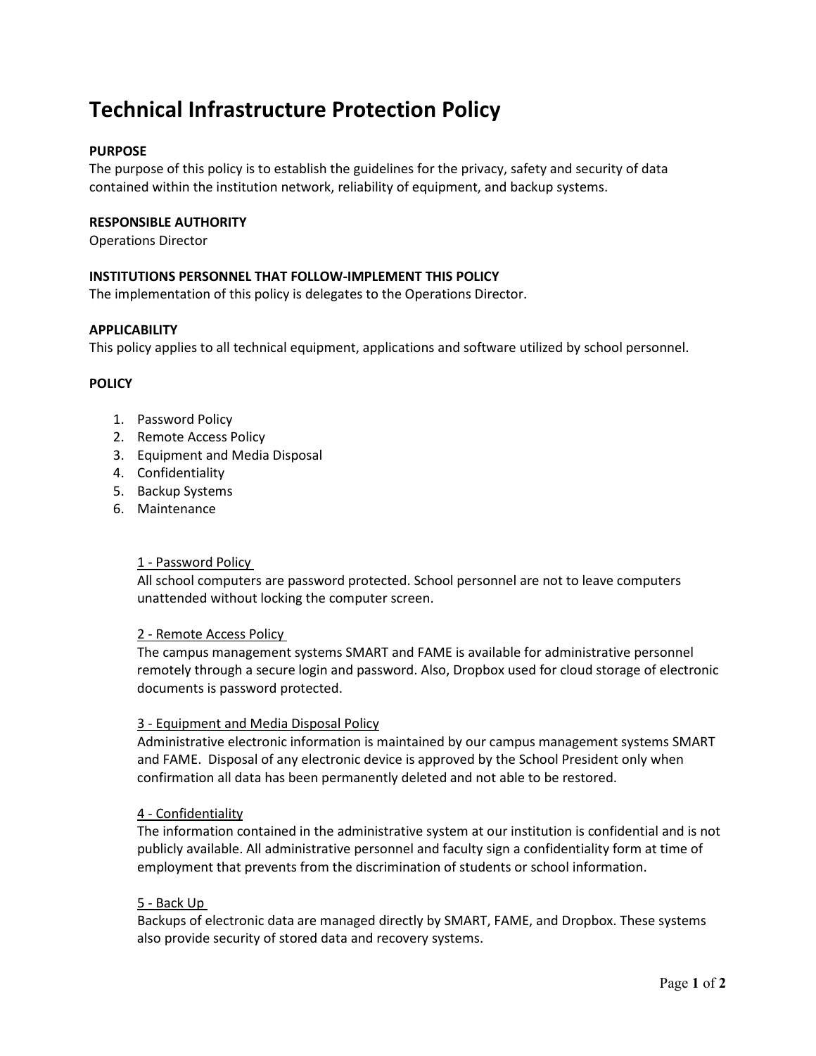# Technical Infrastructure Protection Policy

**PURPOSE**

The purpose of this policy is to establish the guidelines for the privacy, safety and security of data contained within the institution network, reliability of equipment, and backup systems.

**RESPONSIBLE AUTHORITY**

Operations Director

**INSTITUTIONS PERSONNEL THAT FOLLOW-IMPLEMENT THIS POLICY**

The implementation of this policy is delegates to the Operations Director.

**APPLICABILITY**

This policy applies to all technical equipment, applications and software utilized by school personnel.

**POLICY**

1. Password Policy
2. Remote Access Policy
3. Equipment and Media Disposal
4. Confidentiality
5. Backup Systems
6. Maintenance

<u>1 - Password Policy</u>

All school computers are password protected. School personnel are not to leave computers unattended without locking the computer screen.

<u>2 - Remote Access Policy</u>

The campus management systems SMART and FAME is available for administrative personnel remotely through a secure login and password. Also, Dropbox used for cloud storage of electronic documents is password protected.

<u>3 - Equipment and Media Disposal Policy</u>

Administrative electronic information is maintained by our campus management systems SMART and FAME. Disposal of any electronic device is approved by the School President only when confirmation all data has been permanently deleted and not able to be restored.

<u>4 - Confidentiality</u>

The information contained in the administrative system at our institution is confidential and is not publicly available. All administrative personnel and faculty sign a confidentiality form at time of employment that prevents from the discrimination of students or school information.

<u>5 - Back Up</u>

Backups of electronic data are managed directly by SMART, FAME, and Dropbox. These systems also provide security of stored data and recovery systems.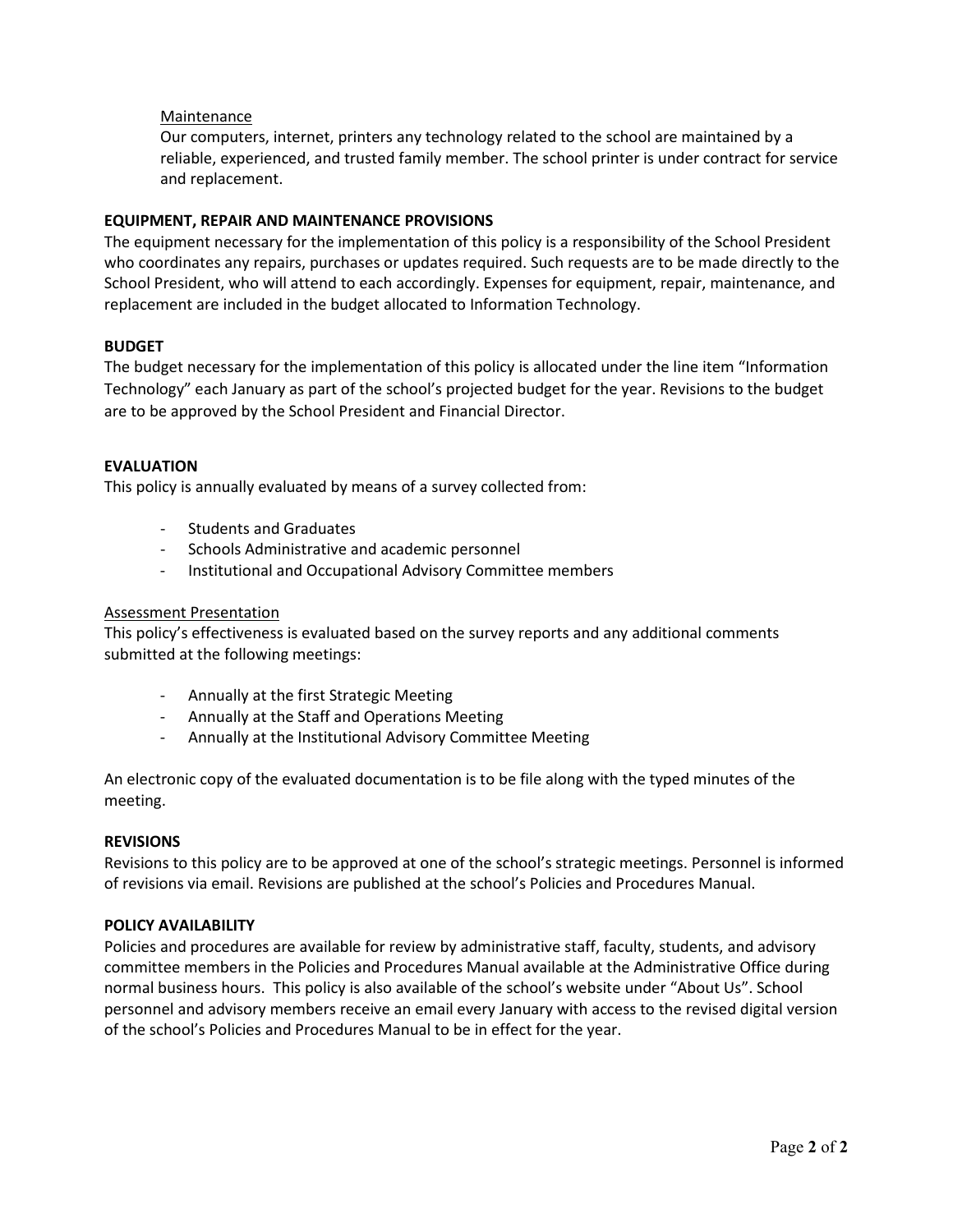Maintenance

Our computers, internet, printers any technology related to the school are maintained by a reliable, experienced, and trusted family member. The school printer is under contract for service and replacement.

**EQUIPMENT, REPAIR AND MAINTENANCE PROVISIONS**

The equipment necessary for the implementation of this policy is a responsibility of the School President who coordinates any repairs, purchases or updates required. Such requests are to be made directly to the School President, who will attend to each accordingly. Expenses for equipment, repair, maintenance, and replacement are included in the budget allocated to Information Technology.

**BUDGET**

The budget necessary for the implementation of this policy is allocated under the line item "Information Technology" each January as part of the school's projected budget for the year. Revisions to the budget are to be approved by the School President and Financial Director.

**EVALUATION**

This policy is annually evaluated by means of a survey collected from:

- Students and Graduates
- Schools Administrative and academic personnel
- Institutional and Occupational Advisory Committee members

Assessment Presentation

This policy's effectiveness is evaluated based on the survey reports and any additional comments submitted at the following meetings:

- Annually at the first Strategic Meeting
- Annually at the Staff and Operations Meeting
- Annually at the Institutional Advisory Committee Meeting

An electronic copy of the evaluated documentation is to be file along with the typed minutes of the meeting.

**REVISIONS**

Revisions to this policy are to be approved at one of the school's strategic meetings. Personnel is informed of revisions via email. Revisions are published at the school's Policies and Procedures Manual.

**POLICY AVAILABILITY**

Policies and procedures are available for review by administrative staff, faculty, students, and advisory committee members in the Policies and Procedures Manual available at the Administrative Office during normal business hours. This policy is also available of the school's website under "About Us". School personnel and advisory members receive an email every January with access to the revised digital version of the school's Policies and Procedures Manual to be in effect for the year.